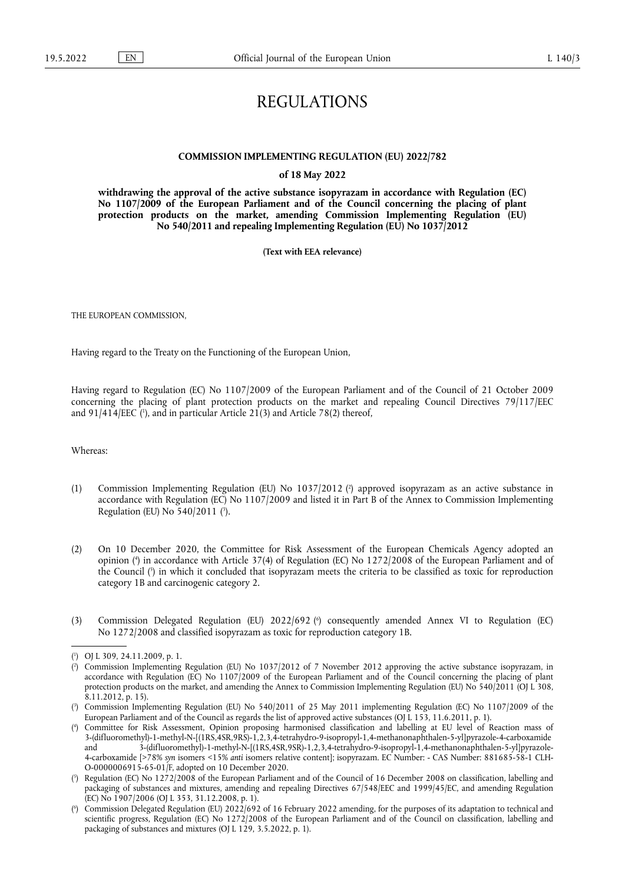# REGULATIONS

## COMMISSION IMPLEMENTING REGULATION (EU) 2022/782

### of 18 May 2022

### withdrawing the approval of the active substance isopyrazam in accordance with Regulation (EC) No 1107/2009 of the European Parliament and of the Council concerning the placing of plant protection products on the market, amending Commission Implementing Regulation (EU) No 540/2011 and repealing Implementing Regulation (EU) No 1037/2012

**(Text with EEA relevance)**

THE EUROPEAN COMMISSION,

Having regard to the Treaty on the Functioning of the European Union,

Having regard to Regulation (EC) No 1107/2009 of the European Parliament and of the Council of 21 October 2009 concerning the placing of plant protection products on the market and repealing Council Directives 79/117/EEC and 91/414/EEC [1], and in particular Article 21(3) and Article 78(2) thereof,

Whereas:

(1) Commission Implementing Regulation (EU) No 1037/2012 [2] approved isopyrazam as an active substance in accordance with Regulation (EC) No 1107/2009 and listed it in Part B of the Annex to Commission Implementing Regulation (EU) No 540/2011 [3].

(2) On 10 December 2020, the Committee for Risk Assessment of the European Chemicals Agency adopted an opinion [4] in accordance with Article 37(4) of Regulation (EC) No 1272/2008 of the European Parliament and of the Council [5] in which it concluded that isopyrazam meets the criteria to be classified as toxic for reproduction category 1B and carcinogenic category 2.

(3) Commission Delegated Regulation (EU) 2022/692 [6] consequently amended Annex VI to Regulation (EC) No 1272/2008 and classified isopyrazam as toxic for reproduction category 1B.

---

[1] OJ L 309, 24.11.2009, p. 1.

[2] Commission Implementing Regulation (EU) No 1037/2012 of 7 November 2012 approving the active substance isopyrazam, in accordance with Regulation (EC) No 1107/2009 of the European Parliament and of the Council concerning the placing of plant protection products on the market, and amending the Annex to Commission Implementing Regulation (EU) No 540/2011 (OJ L 308, 8.11.2012, p. 15).

[3] Commission Implementing Regulation (EU) No 540/2011 of 25 May 2011 implementing Regulation (EC) No 1107/2009 of the European Parliament and of the Council as regards the list of approved active substances (OJ L 153, 11.6.2011, p. 1).

[4] Committee for Risk Assessment, Opinion proposing harmonised classification and labelling at EU level of Reaction mass of 3-(difluoromethyl)-1-methyl-N-[(1RS,4SR,9RS)-1,2,3,4-tetrahydro-9-isopropyl-1,4-methanonaphthalen-5-yl]pyrazole-4-carboxamide and 3-(difluoromethyl)-1-methyl-N-[(1RS,4SR,9SR)-1,2,3,4-tetrahydro-9-isopropyl-1,4-methanonaphthalen-5-yl]pyrazole-4-carboxamide [>78% *syn* isomers <15% *anti* isomers relative content]; isopyrazam. EC Number: - CAS Number: 881685-58-1 CLH-O-0000006915-65-01/F, adopted on 10 December 2020.

[5] Regulation (EC) No 1272/2008 of the European Parliament and of the Council of 16 December 2008 on classification, labelling and packaging of substances and mixtures, amending and repealing Directives 67/548/EEC and 1999/45/EC, and amending Regulation (EC) No 1907/2006 (OJ L 353, 31.12.2008, p. 1).

[6] Commission Delegated Regulation (EU) 2022/692 of 16 February 2022 amending, for the purposes of its adaptation to technical and scientific progress, Regulation (EC) No 1272/2008 of the European Parliament and of the Council on classification, labelling and packaging of substances and mixtures (OJ L 129, 3.5.2022, p. 1).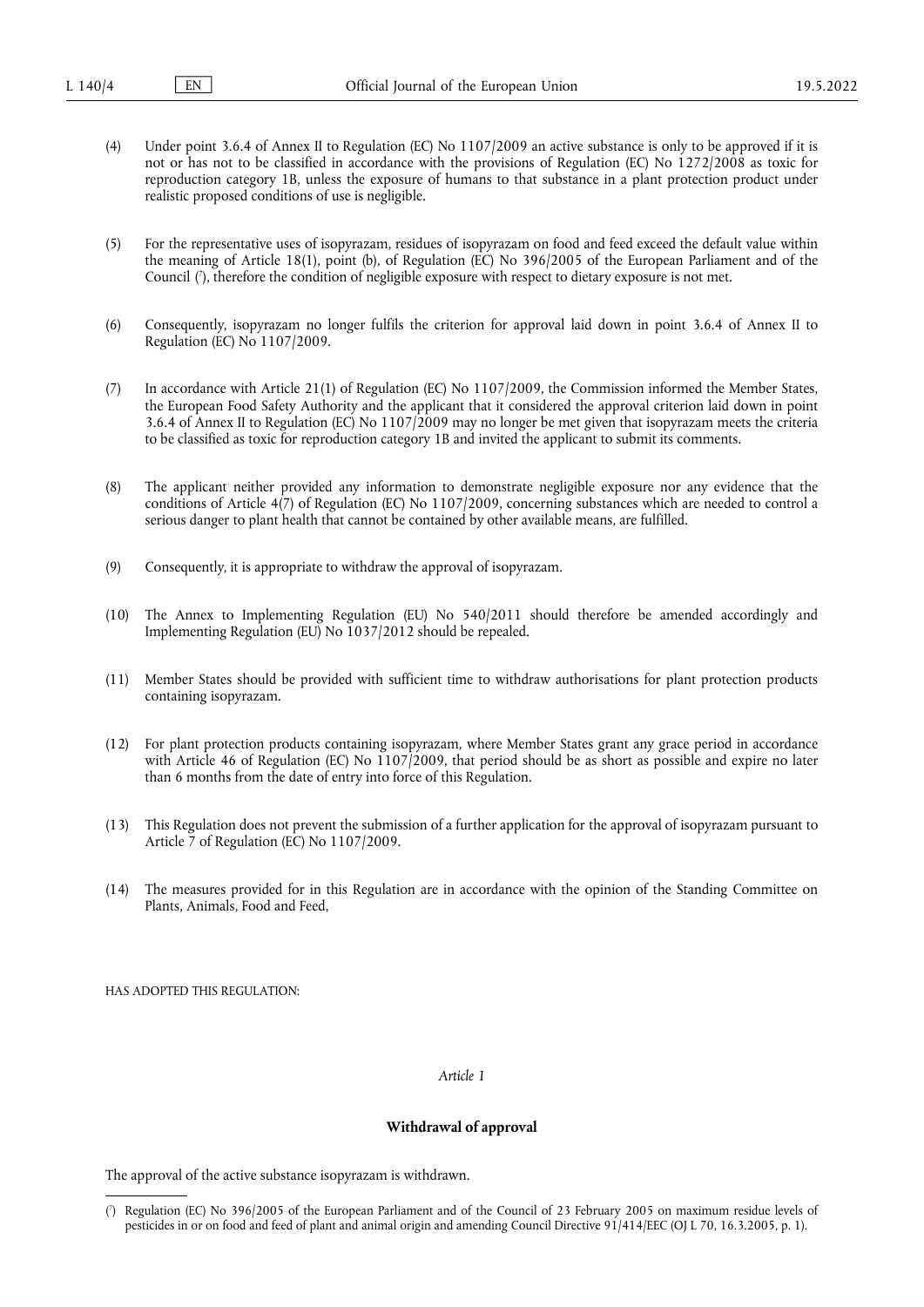(4) Under point 3.6.4 of Annex II to Regulation (EC) No 1107/2009 an active substance is only to be approved if it is not or has not to be classified in accordance with the provisions of Regulation (EC) No 1272/2008 as toxic for reproduction category 1B, unless the exposure of humans to that substance in a plant protection product under realistic proposed conditions of use is negligible.

(5) For the representative uses of isopyrazam, residues of isopyrazam on food and feed exceed the default value within the meaning of Article 18(1), point (b), of Regulation (EC) No 396/2005 of the European Parliament and of the Council [7], therefore the condition of negligible exposure with respect to dietary exposure is not met.

(6) Consequently, isopyrazam no longer fulfils the criterion for approval laid down in point 3.6.4 of Annex II to Regulation (EC) No 1107/2009.

(7) In accordance with Article 21(1) of Regulation (EC) No 1107/2009, the Commission informed the Member States, the European Food Safety Authority and the applicant that it considered the approval criterion laid down in point 3.6.4 of Annex II to Regulation (EC) No 1107/2009 may no longer be met given that isopyrazam meets the criteria to be classified as toxic for reproduction category 1B and invited the applicant to submit its comments.

(8) The applicant neither provided any information to demonstrate negligible exposure nor any evidence that the conditions of Article 4(7) of Regulation (EC) No 1107/2009, concerning substances which are needed to control a serious danger to plant health that cannot be contained by other available means, are fulfilled.

(9) Consequently, it is appropriate to withdraw the approval of isopyrazam.

(10) The Annex to Implementing Regulation (EU) No 540/2011 should therefore be amended accordingly and Implementing Regulation (EU) No 1037/2012 should be repealed.

(11) Member States should be provided with sufficient time to withdraw authorisations for plant protection products containing isopyrazam.

(12) For plant protection products containing isopyrazam, where Member States grant any grace period in accordance with Article 46 of Regulation (EC) No 1107/2009, that period should be as short as possible and expire no later than 6 months from the date of entry into force of this Regulation.

(13) This Regulation does not prevent the submission of a further application for the approval of isopyrazam pursuant to Article 7 of Regulation (EC) No 1107/2009.

(14) The measures provided for in this Regulation are in accordance with the opinion of the Standing Committee on Plants, Animals, Food and Feed,

HAS ADOPTED THIS REGULATION:

*Article 1*

**Withdrawal of approval**

The approval of the active substance isopyrazam is withdrawn.

---

[7] Regulation (EC) No 396/2005 of the European Parliament and of the Council of 23 February 2005 on maximum residue levels of pesticides in or on food and feed of plant and animal origin and amending Council Directive 91/414/EEC (OJ L 70, 16.3.2005, p. 1).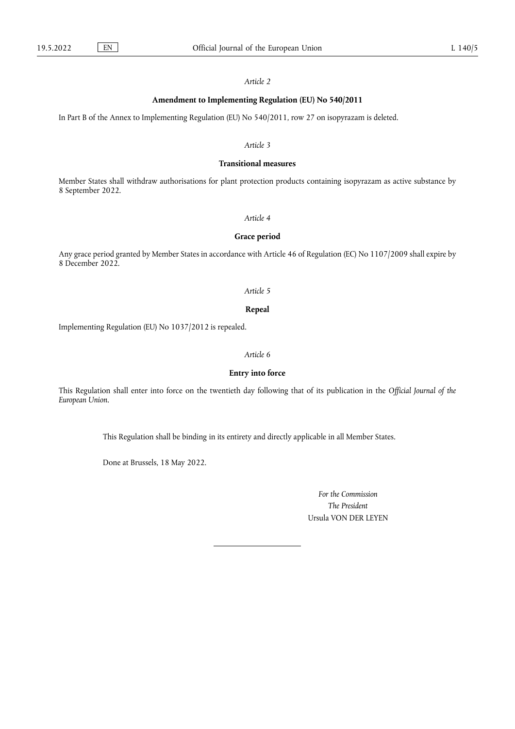*Article 2*

**Amendment to Implementing Regulation (EU) No 540/2011**

In Part B of the Annex to Implementing Regulation (EU) No 540/2011, row 27 on isopyrazam is deleted.

*Article 3*

**Transitional measures**

Member States shall withdraw authorisations for plant protection products containing isopyrazam as active substance by 8 September 2022.

*Article 4*

**Grace period**

Any grace period granted by Member States in accordance with Article 46 of Regulation (EC) No 1107/2009 shall expire by 8 December 2022.

*Article 5*

**Repeal**

Implementing Regulation (EU) No 1037/2012 is repealed.

*Article 6*

**Entry into force**

This Regulation shall enter into force on the twentieth day following that of its publication in the *Official Journal of the European Union*.

This Regulation shall be binding in its entirety and directly applicable in all Member States.

Done at Brussels, 18 May 2022.

*For the Commission*
*The President*
Ursula VON DER LEYEN